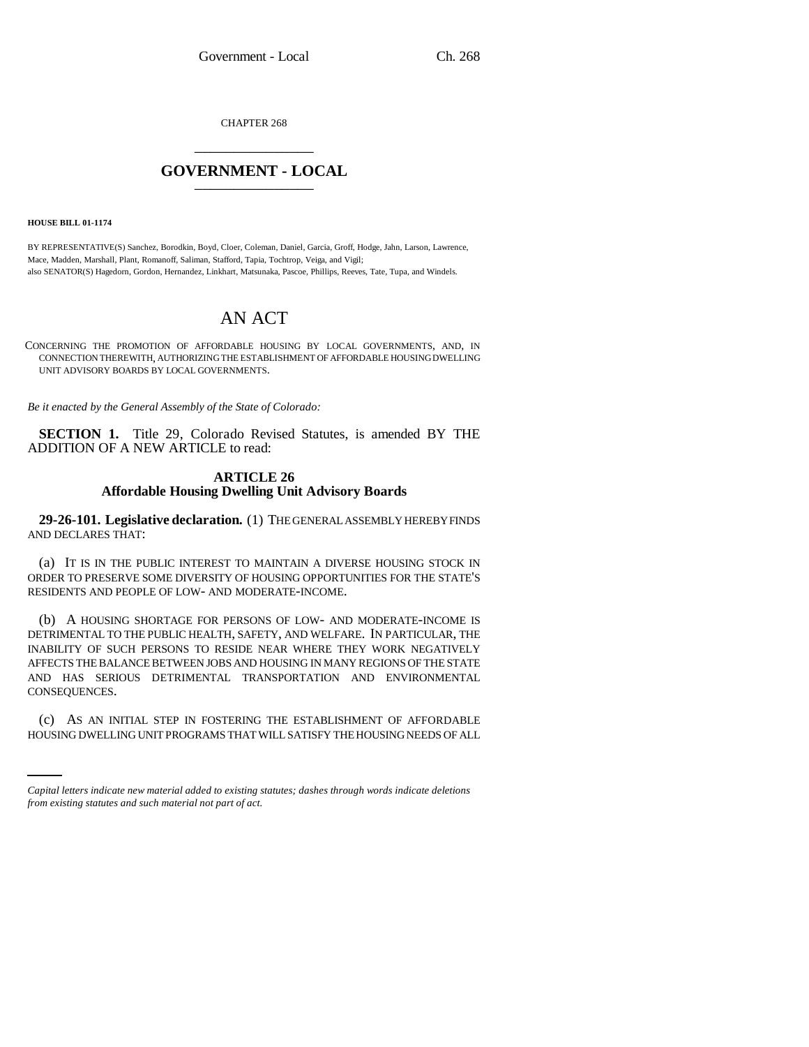CHAPTER 268

# GOVERNMENT - LOCAL

**HOUSE BILL 01-1174**

BY REPRESENTATIVE(S) Sanchez, Borodkin, Boyd, Cloer, Coleman, Daniel, Garcia, Groff, Hodge, Jahn, Larson, Lawrence, Mace, Madden, Marshall, Plant, Romanoff, Saliman, Stafford, Tapia, Tochtrop, Veiga, and Vigil;
also SENATOR(S) Hagedorn, Gordon, Hernandez, Linkhart, Matsunaka, Pascoe, Phillips, Reeves, Tate, Tupa, and Windels.

# AN ACT

CONCERNING THE PROMOTION OF AFFORDABLE HOUSING BY LOCAL GOVERNMENTS, AND, IN CONNECTION THEREWITH, AUTHORIZING THE ESTABLISHMENT OF AFFORDABLE HOUSING DWELLING UNIT ADVISORY BOARDS BY LOCAL GOVERNMENTS.

*Be it enacted by the General Assembly of the State of Colorado:*

**SECTION 1.** Title 29, Colorado Revised Statutes, is amended BY THE ADDITION OF A NEW ARTICLE to read:

## ARTICLE 26
## Affordable Housing Dwelling Unit Advisory Boards

**29-26-101. Legislative declaration.** (1) THE GENERAL ASSEMBLY HEREBY FINDS AND DECLARES THAT:

(a) IT IS IN THE PUBLIC INTEREST TO MAINTAIN A DIVERSE HOUSING STOCK IN ORDER TO PRESERVE SOME DIVERSITY OF HOUSING OPPORTUNITIES FOR THE STATE'S RESIDENTS AND PEOPLE OF LOW- AND MODERATE-INCOME.

(b) A HOUSING SHORTAGE FOR PERSONS OF LOW- AND MODERATE-INCOME IS DETRIMENTAL TO THE PUBLIC HEALTH, SAFETY, AND WELFARE. IN PARTICULAR, THE INABILITY OF SUCH PERSONS TO RESIDE NEAR WHERE THEY WORK NEGATIVELY AFFECTS THE BALANCE BETWEEN JOBS AND HOUSING IN MANY REGIONS OF THE STATE AND HAS SERIOUS DETRIMENTAL TRANSPORTATION AND ENVIRONMENTAL CONSEQUENCES.

(c) AS AN INITIAL STEP IN FOSTERING THE ESTABLISHMENT OF AFFORDABLE HOUSING DWELLING UNIT PROGRAMS THAT WILL SATISFY THE HOUSING NEEDS OF ALL

*Capital letters indicate new material added to existing statutes; dashes through words indicate deletions from existing statutes and such material not part of act.*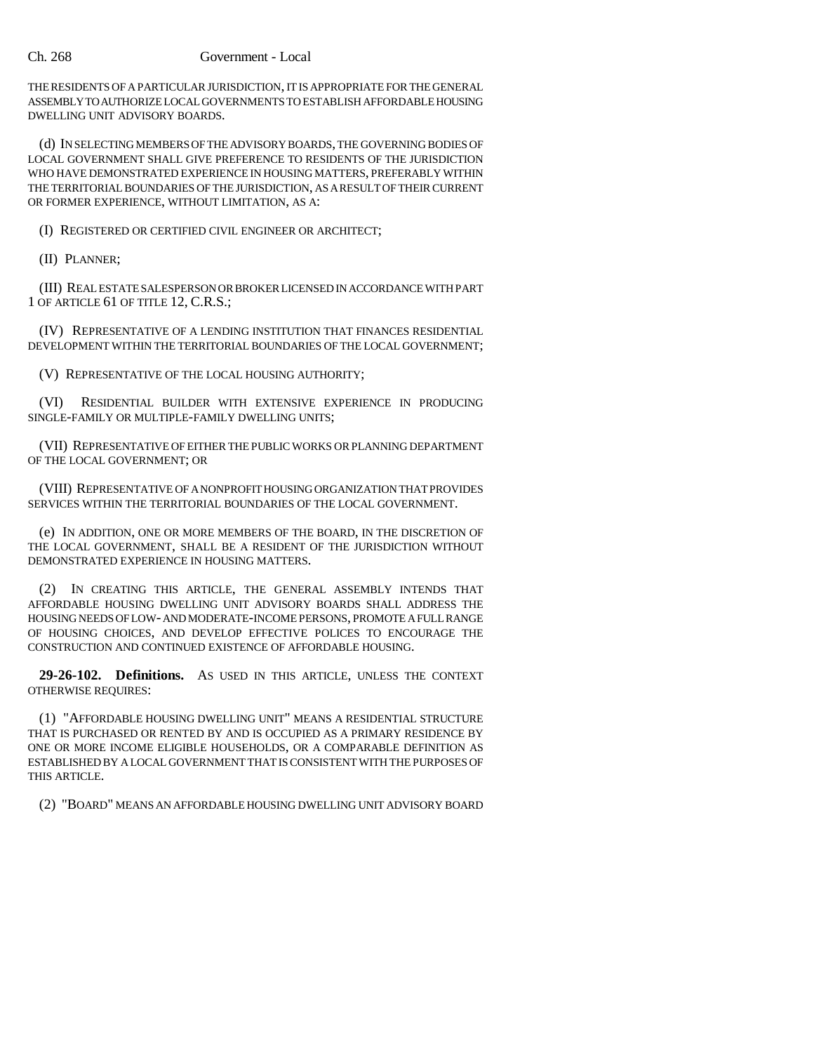THE RESIDENTS OF A PARTICULAR JURISDICTION, IT IS APPROPRIATE FOR THE GENERAL ASSEMBLY TO AUTHORIZE LOCAL GOVERNMENTS TO ESTABLISH AFFORDABLE HOUSING DWELLING UNIT ADVISORY BOARDS.

(d) IN SELECTING MEMBERS OF THE ADVISORY BOARDS, THE GOVERNING BODIES OF LOCAL GOVERNMENT SHALL GIVE PREFERENCE TO RESIDENTS OF THE JURISDICTION WHO HAVE DEMONSTRATED EXPERIENCE IN HOUSING MATTERS, PREFERABLY WITHIN THE TERRITORIAL BOUNDARIES OF THE JURISDICTION, AS A RESULT OF THEIR CURRENT OR FORMER EXPERIENCE, WITHOUT LIMITATION, AS A:

(I) REGISTERED OR CERTIFIED CIVIL ENGINEER OR ARCHITECT;

(II) PLANNER;

(III) REAL ESTATE SALESPERSON OR BROKER LICENSED IN ACCORDANCE WITH PART 1 OF ARTICLE 61 OF TITLE 12, C.R.S.;

(IV) REPRESENTATIVE OF A LENDING INSTITUTION THAT FINANCES RESIDENTIAL DEVELOPMENT WITHIN THE TERRITORIAL BOUNDARIES OF THE LOCAL GOVERNMENT;

(V) REPRESENTATIVE OF THE LOCAL HOUSING AUTHORITY;

(VI) RESIDENTIAL BUILDER WITH EXTENSIVE EXPERIENCE IN PRODUCING SINGLE-FAMILY OR MULTIPLE-FAMILY DWELLING UNITS;

(VII) REPRESENTATIVE OF EITHER THE PUBLIC WORKS OR PLANNING DEPARTMENT OF THE LOCAL GOVERNMENT; OR

(VIII) REPRESENTATIVE OF A NONPROFIT HOUSING ORGANIZATION THAT PROVIDES SERVICES WITHIN THE TERRITORIAL BOUNDARIES OF THE LOCAL GOVERNMENT.

(e) IN ADDITION, ONE OR MORE MEMBERS OF THE BOARD, IN THE DISCRETION OF THE LOCAL GOVERNMENT, SHALL BE A RESIDENT OF THE JURISDICTION WITHOUT DEMONSTRATED EXPERIENCE IN HOUSING MATTERS.

(2) IN CREATING THIS ARTICLE, THE GENERAL ASSEMBLY INTENDS THAT AFFORDABLE HOUSING DWELLING UNIT ADVISORY BOARDS SHALL ADDRESS THE HOUSING NEEDS OF LOW- AND MODERATE-INCOME PERSONS, PROMOTE A FULL RANGE OF HOUSING CHOICES, AND DEVELOP EFFECTIVE POLICES TO ENCOURAGE THE CONSTRUCTION AND CONTINUED EXISTENCE OF AFFORDABLE HOUSING.

**29-26-102. Definitions.** AS USED IN THIS ARTICLE, UNLESS THE CONTEXT OTHERWISE REQUIRES:

(1) "AFFORDABLE HOUSING DWELLING UNIT" MEANS A RESIDENTIAL STRUCTURE THAT IS PURCHASED OR RENTED BY AND IS OCCUPIED AS A PRIMARY RESIDENCE BY ONE OR MORE INCOME ELIGIBLE HOUSEHOLDS, OR A COMPARABLE DEFINITION AS ESTABLISHED BY A LOCAL GOVERNMENT THAT IS CONSISTENT WITH THE PURPOSES OF THIS ARTICLE.

(2) "BOARD" MEANS AN AFFORDABLE HOUSING DWELLING UNIT ADVISORY BOARD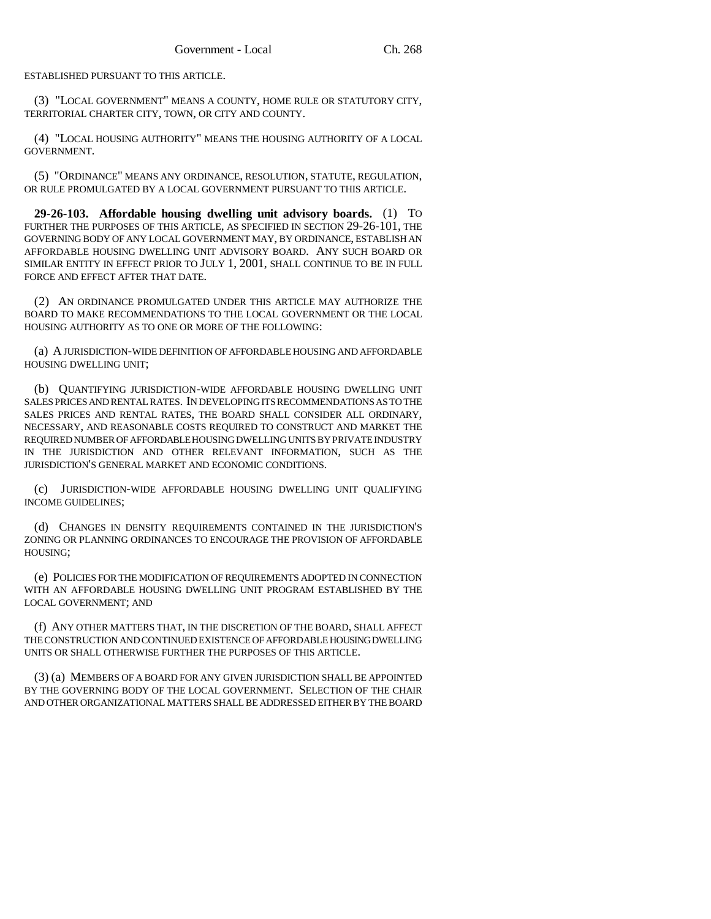ESTABLISHED PURSUANT TO THIS ARTICLE.

(3) "LOCAL GOVERNMENT" MEANS A COUNTY, HOME RULE OR STATUTORY CITY, TERRITORIAL CHARTER CITY, TOWN, OR CITY AND COUNTY.

(4) "LOCAL HOUSING AUTHORITY" MEANS THE HOUSING AUTHORITY OF A LOCAL GOVERNMENT.

(5) "ORDINANCE" MEANS ANY ORDINANCE, RESOLUTION, STATUTE, REGULATION, OR RULE PROMULGATED BY A LOCAL GOVERNMENT PURSUANT TO THIS ARTICLE.

**29-26-103. Affordable housing dwelling unit advisory boards.** (1) TO FURTHER THE PURPOSES OF THIS ARTICLE, AS SPECIFIED IN SECTION 29-26-101, THE GOVERNING BODY OF ANY LOCAL GOVERNMENT MAY, BY ORDINANCE, ESTABLISH AN AFFORDABLE HOUSING DWELLING UNIT ADVISORY BOARD. ANY SUCH BOARD OR SIMILAR ENTITY IN EFFECT PRIOR TO JULY 1, 2001, SHALL CONTINUE TO BE IN FULL FORCE AND EFFECT AFTER THAT DATE.

(2) AN ORDINANCE PROMULGATED UNDER THIS ARTICLE MAY AUTHORIZE THE BOARD TO MAKE RECOMMENDATIONS TO THE LOCAL GOVERNMENT OR THE LOCAL HOUSING AUTHORITY AS TO ONE OR MORE OF THE FOLLOWING:

(a) A JURISDICTION-WIDE DEFINITION OF AFFORDABLE HOUSING AND AFFORDABLE HOUSING DWELLING UNIT;

(b) QUANTIFYING JURISDICTION-WIDE AFFORDABLE HOUSING DWELLING UNIT SALES PRICES AND RENTAL RATES. IN DEVELOPING ITS RECOMMENDATIONS AS TO THE SALES PRICES AND RENTAL RATES, THE BOARD SHALL CONSIDER ALL ORDINARY, NECESSARY, AND REASONABLE COSTS REQUIRED TO CONSTRUCT AND MARKET THE REQUIRED NUMBER OF AFFORDABLE HOUSING DWELLING UNITS BY PRIVATE INDUSTRY IN THE JURISDICTION AND OTHER RELEVANT INFORMATION, SUCH AS THE JURISDICTION'S GENERAL MARKET AND ECONOMIC CONDITIONS.

(c) JURISDICTION-WIDE AFFORDABLE HOUSING DWELLING UNIT QUALIFYING INCOME GUIDELINES;

(d) CHANGES IN DENSITY REQUIREMENTS CONTAINED IN THE JURISDICTION'S ZONING OR PLANNING ORDINANCES TO ENCOURAGE THE PROVISION OF AFFORDABLE HOUSING;

(e) POLICIES FOR THE MODIFICATION OF REQUIREMENTS ADOPTED IN CONNECTION WITH AN AFFORDABLE HOUSING DWELLING UNIT PROGRAM ESTABLISHED BY THE LOCAL GOVERNMENT; AND

(f) ANY OTHER MATTERS THAT, IN THE DISCRETION OF THE BOARD, SHALL AFFECT THE CONSTRUCTION AND CONTINUED EXISTENCE OF AFFORDABLE HOUSING DWELLING UNITS OR SHALL OTHERWISE FURTHER THE PURPOSES OF THIS ARTICLE.

(3) (a) MEMBERS OF A BOARD FOR ANY GIVEN JURISDICTION SHALL BE APPOINTED BY THE GOVERNING BODY OF THE LOCAL GOVERNMENT. SELECTION OF THE CHAIR AND OTHER ORGANIZATIONAL MATTERS SHALL BE ADDRESSED EITHER BY THE BOARD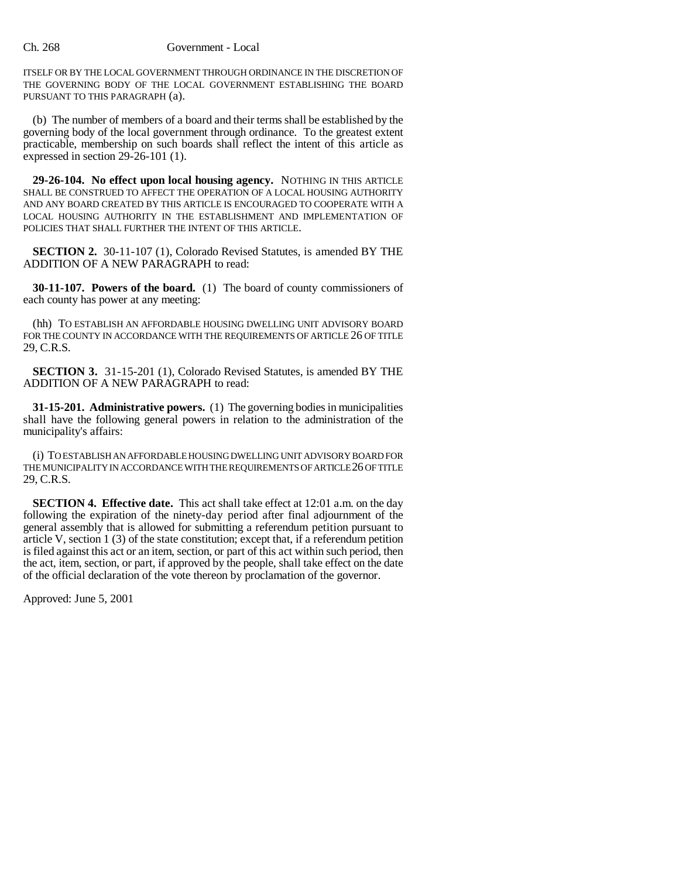ITSELF OR BY THE LOCAL GOVERNMENT THROUGH ORDINANCE IN THE DISCRETION OF THE GOVERNING BODY OF THE LOCAL GOVERNMENT ESTABLISHING THE BOARD PURSUANT TO THIS PARAGRAPH (a).

(b) The number of members of a board and their terms shall be established by the governing body of the local government through ordinance. To the greatest extent practicable, membership on such boards shall reflect the intent of this article as expressed in section 29-26-101 (1).

**29-26-104. No effect upon local housing agency.** NOTHING IN THIS ARTICLE SHALL BE CONSTRUED TO AFFECT THE OPERATION OF A LOCAL HOUSING AUTHORITY AND ANY BOARD CREATED BY THIS ARTICLE IS ENCOURAGED TO COOPERATE WITH A LOCAL HOUSING AUTHORITY IN THE ESTABLISHMENT AND IMPLEMENTATION OF POLICIES THAT SHALL FURTHER THE INTENT OF THIS ARTICLE.

**SECTION 2.** 30-11-107 (1), Colorado Revised Statutes, is amended BY THE ADDITION OF A NEW PARAGRAPH to read:

**30-11-107. Powers of the board.** (1) The board of county commissioners of each county has power at any meeting:

(hh) TO ESTABLISH AN AFFORDABLE HOUSING DWELLING UNIT ADVISORY BOARD FOR THE COUNTY IN ACCORDANCE WITH THE REQUIREMENTS OF ARTICLE 26 OF TITLE 29, C.R.S.

**SECTION 3.** 31-15-201 (1), Colorado Revised Statutes, is amended BY THE ADDITION OF A NEW PARAGRAPH to read:

**31-15-201. Administrative powers.** (1) The governing bodies in municipalities shall have the following general powers in relation to the administration of the municipality's affairs:

(i) TO ESTABLISH AN AFFORDABLE HOUSING DWELLING UNIT ADVISORY BOARD FOR THE MUNICIPALITY IN ACCORDANCE WITH THE REQUIREMENTS OF ARTICLE 26 OF TITLE 29, C.R.S.

**SECTION 4. Effective date.** This act shall take effect at 12:01 a.m. on the day following the expiration of the ninety-day period after final adjournment of the general assembly that is allowed for submitting a referendum petition pursuant to article V, section 1 (3) of the state constitution; except that, if a referendum petition is filed against this act or an item, section, or part of this act within such period, then the act, item, section, or part, if approved by the people, shall take effect on the date of the official declaration of the vote thereon by proclamation of the governor.

Approved: June 5, 2001